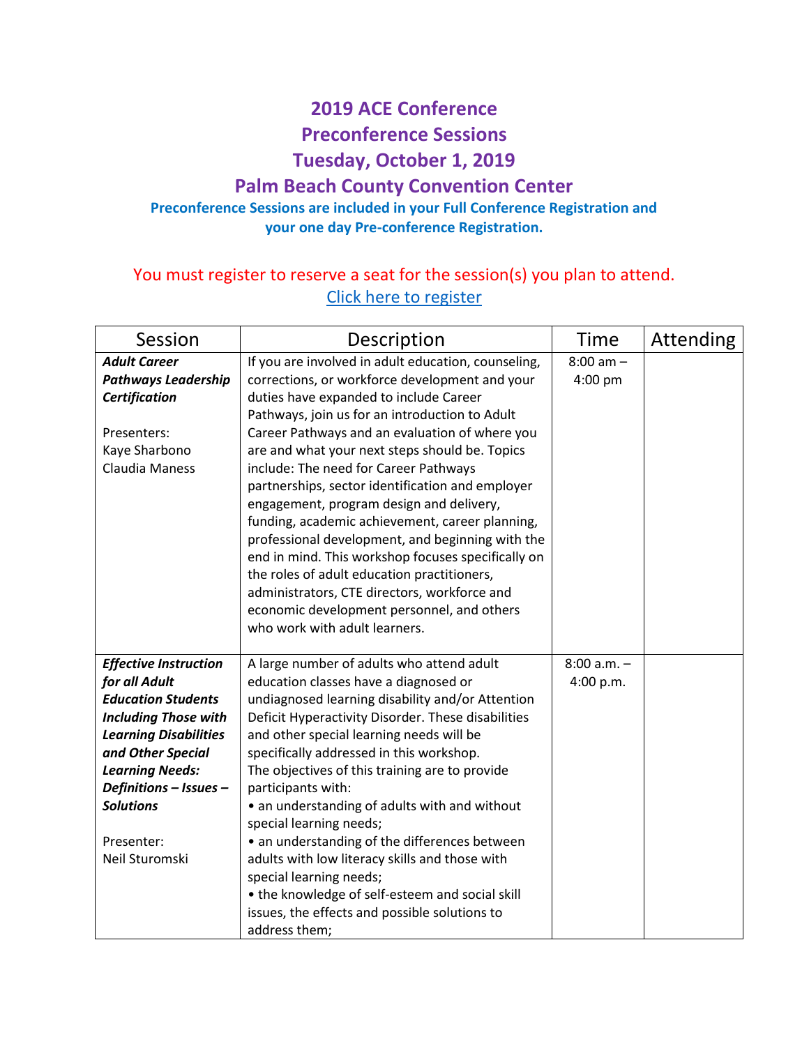# 2019 ACE Conference
# Preconference Sessions
# Tuesday, October 1, 2019
# Palm Beach County Convention Center

**Preconference Sessions are included in your Full Conference Registration and your one day Pre-conference Registration.**

You must register to reserve a seat for the session(s) you plan to attend.

[Click here to register]

| Session | Description | Time | Attending |
|---|---|---|---|
| ***Adult Career Pathways Leadership Certification***<br><br>Presenters:<br>Kaye Sharbono<br>Claudia Maness | If you are involved in adult education, counseling, corrections, or workforce development and your duties have expanded to include Career Pathways, join us for an introduction to Adult Career Pathways and an evaluation of where you are and what your next steps should be. Topics include: The need for Career Pathways partnerships, sector identification and employer engagement, program design and delivery, funding, academic achievement, career planning, professional development, and beginning with the end in mind. This workshop focuses specifically on the roles of adult education practitioners, administrators, CTE directors, workforce and economic development personnel, and others who work with adult learners. | 8:00 am – 4:00 pm | |
| ***Effective Instruction for all Adult Education Students Including Those with Learning Disabilities and Other Special Learning Needs: Definitions – Issues – Solutions***<br><br>Presenter:<br>Neil Sturomski | A large number of adults who attend adult education classes have a diagnosed or undiagnosed learning disability and/or Attention Deficit Hyperactivity Disorder. These disabilities and other special learning needs will be specifically addressed in this workshop.<br>The objectives of this training are to provide participants with:<br>• an understanding of adults with and without special learning needs;<br>• an understanding of the differences between adults with low literacy skills and those with special learning needs;<br>• the knowledge of self-esteem and social skill issues, the effects and possible solutions to address them; | 8:00 a.m. – 4:00 p.m. | |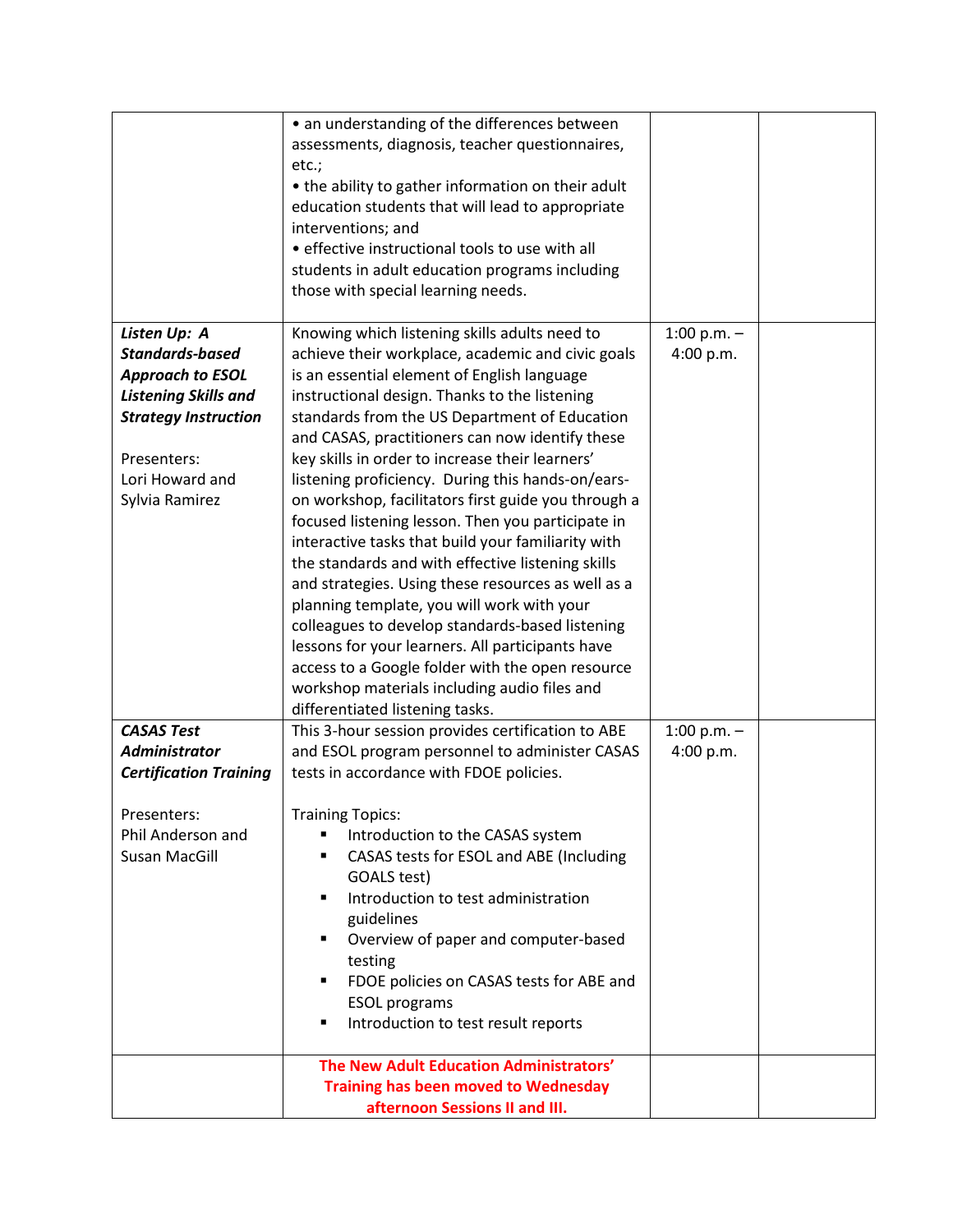| | | | |
|---|---|---|---|
| | • an understanding of the differences between assessments, diagnosis, teacher questionnaires, etc.;<br>• the ability to gather information on their adult education students that will lead to appropriate interventions; and<br>• effective instructional tools to use with all students in adult education programs including those with special learning needs. | | |
| ***Listen Up: A Standards-based Approach to ESOL Listening Skills and Strategy Instruction***<br><br>Presenters:<br>Lori Howard and Sylvia Ramirez | Knowing which listening skills adults need to achieve their workplace, academic and civic goals is an essential element of English language instructional design. Thanks to the listening standards from the US Department of Education and CASAS, practitioners can now identify these key skills in order to increase their learners' listening proficiency. During this hands-on/ears-on workshop, facilitators first guide you through a focused listening lesson. Then you participate in interactive tasks that build your familiarity with the standards and with effective listening skills and strategies. Using these resources as well as a planning template, you will work with your colleagues to develop standards-based listening lessons for your learners. All participants have access to a Google folder with the open resource workshop materials including audio files and differentiated listening tasks. | 1:00 p.m. – 4:00 p.m. | |
| ***CASAS Test Administrator Certification Training***<br><br>Presenters:<br>Phil Anderson and Susan MacGill | This 3-hour session provides certification to ABE and ESOL program personnel to administer CASAS tests in accordance with FDOE policies.<br><br>Training Topics:<br>▪ Introduction to the CASAS system<br>▪ CASAS tests for ESOL and ABE (Including GOALS test)<br>▪ Introduction to test administration guidelines<br>▪ Overview of paper and computer-based testing<br>▪ FDOE policies on CASAS tests for ABE and ESOL programs<br>▪ Introduction to test result reports | 1:00 p.m. – 4:00 p.m. | |
| | **The New Adult Education Administrators' Training has been moved to Wednesday afternoon Sessions II and III.** | | |